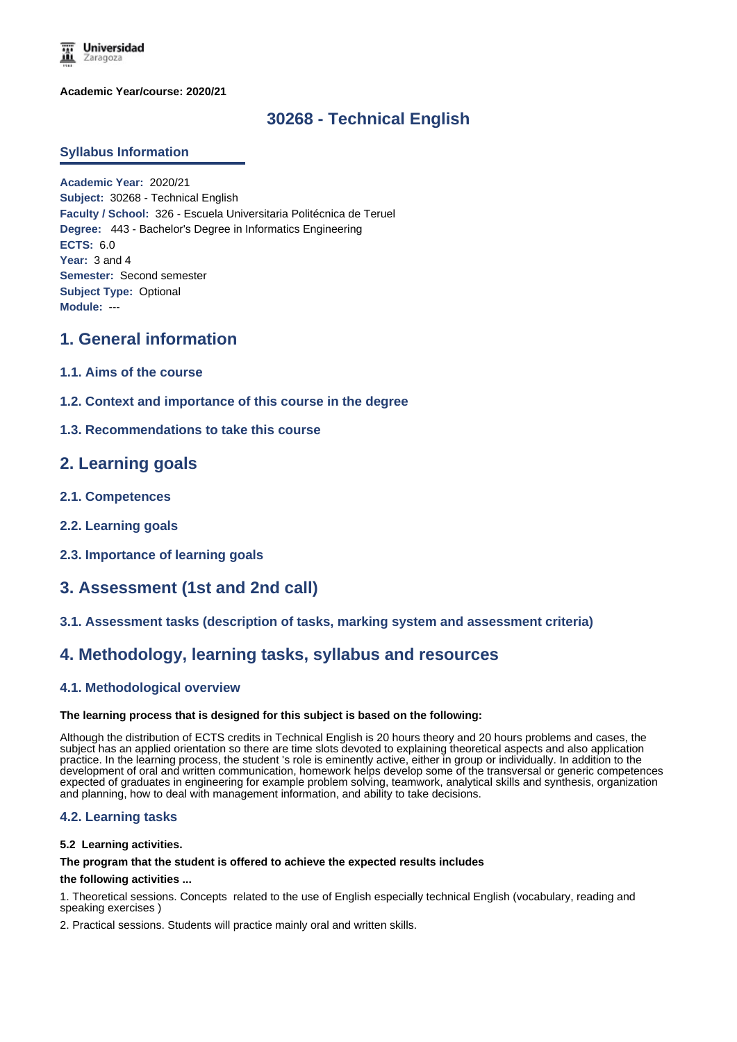**Academic Year/course: 2020/21**

# 30268 - Technical English

## Syllabus Information

**Academic Year:** 2020/21
**Subject:** 30268 - Technical English
**Faculty / School:** 326 - Escuela Universitaria Politécnica de Teruel
**Degree:** 443 - Bachelor's Degree in Informatics Engineering
**ECTS:** 6.0
**Year:** 3 and 4
**Semester:** Second semester
**Subject Type:** Optional
**Module:** ---

## 1. General information

### 1.1. Aims of the course

### 1.2. Context and importance of this course in the degree

### 1.3. Recommendations to take this course

## 2. Learning goals

### 2.1. Competences

### 2.2. Learning goals

### 2.3. Importance of learning goals

## 3. Assessment (1st and 2nd call)

### 3.1. Assessment tasks (description of tasks, marking system and assessment criteria)

## 4. Methodology, learning tasks, syllabus and resources

### 4.1. Methodological overview

**The learning process that is designed for this subject is based on the following:**

Although the distribution of ECTS credits in Technical English is 20 hours theory and 20 hours problems and cases, the subject has an applied orientation so there are time slots devoted to explaining theoretical aspects and also application practice. In the learning process, the student 's role is eminently active, either in group or individually. In addition to the development of oral and written communication, homework helps develop some of the transversal or generic competences expected of graduates in engineering for example problem solving, teamwork, analytical skills and synthesis, organization and planning, how to deal with management information, and ability to take decisions.

### 4.2. Learning tasks

**5.2 Learning activities.**

**The program that the student is offered to achieve the expected results includes**

**the following activities ...**

1. Theoretical sessions. Concepts related to the use of English especially technical English (vocabulary, reading and speaking exercises )

2. Practical sessions. Students will practice mainly oral and written skills.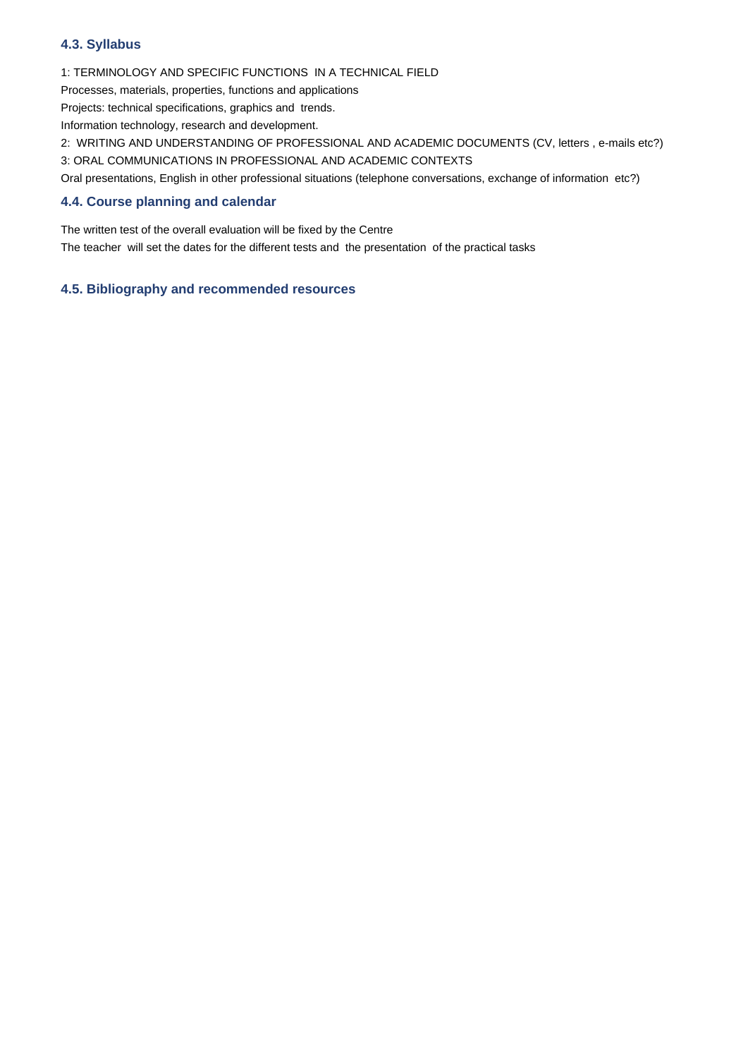### 4.3. Syllabus

1: TERMINOLOGY AND SPECIFIC FUNCTIONS IN A TECHNICAL FIELD

Processes, materials, properties, functions and applications

Projects: technical specifications, graphics and trends.

Information technology, research and development.

2: WRITING AND UNDERSTANDING OF PROFESSIONAL AND ACADEMIC DOCUMENTS (CV, letters , e-mails etc?)

3: ORAL COMMUNICATIONS IN PROFESSIONAL AND ACADEMIC CONTEXTS

Oral presentations, English in other professional situations (telephone conversations, exchange of information etc?)

### 4.4. Course planning and calendar

The written test of the overall evaluation will be fixed by the Centre

The teacher will set the dates for the different tests and the presentation of the practical tasks

### 4.5. Bibliography and recommended resources